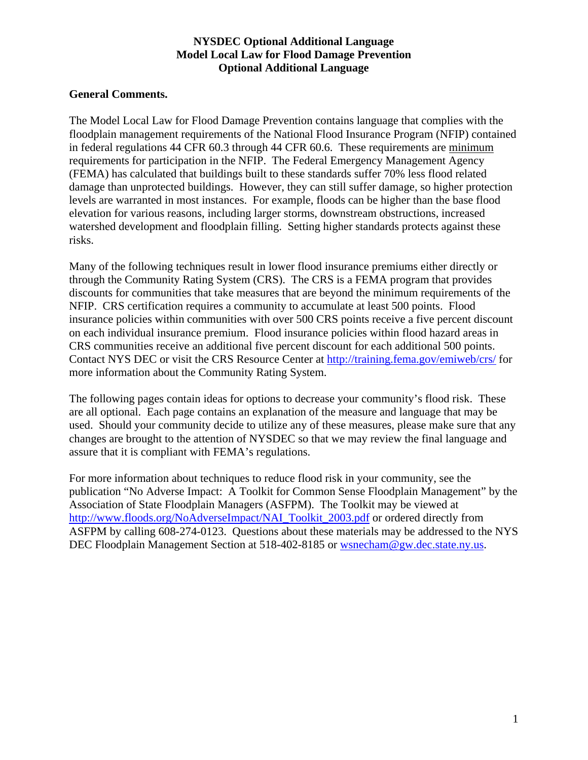# NYSDEC Optional Additional Language
# Model Local Law for Flood Damage Prevention
# Optional Additional Language

**General Comments.**

The Model Local Law for Flood Damage Prevention contains language that complies with the floodplain management requirements of the National Flood Insurance Program (NFIP) contained in federal regulations 44 CFR 60.3 through 44 CFR 60.6. These requirements are minimum requirements for participation in the NFIP. The Federal Emergency Management Agency (FEMA) has calculated that buildings built to these standards suffer 70% less flood related damage than unprotected buildings. However, they can still suffer damage, so higher protection levels are warranted in most instances. For example, floods can be higher than the base flood elevation for various reasons, including larger storms, downstream obstructions, increased watershed development and floodplain filling. Setting higher standards protects against these risks.

Many of the following techniques result in lower flood insurance premiums either directly or through the Community Rating System (CRS). The CRS is a FEMA program that provides discounts for communities that take measures that are beyond the minimum requirements of the NFIP. CRS certification requires a community to accumulate at least 500 points. Flood insurance policies within communities with over 500 CRS points receive a five percent discount on each individual insurance premium. Flood insurance policies within flood hazard areas in CRS communities receive an additional five percent discount for each additional 500 points. Contact NYS DEC or visit the CRS Resource Center at http://training.fema.gov/emiweb/crs/ for more information about the Community Rating System.

The following pages contain ideas for options to decrease your community's flood risk. These are all optional. Each page contains an explanation of the measure and language that may be used. Should your community decide to utilize any of these measures, please make sure that any changes are brought to the attention of NYSDEC so that we may review the final language and assure that it is compliant with FEMA's regulations.

For more information about techniques to reduce flood risk in your community, see the publication "No Adverse Impact: A Toolkit for Common Sense Floodplain Management" by the Association of State Floodplain Managers (ASFPM). The Toolkit may be viewed at http://www.floods.org/NoAdverseImpact/NAI_Toolkit_2003.pdf or ordered directly from ASFPM by calling 608-274-0123. Questions about these materials may be addressed to the NYS DEC Floodplain Management Section at 518-402-8185 or wsnecham@gw.dec.state.ny.us.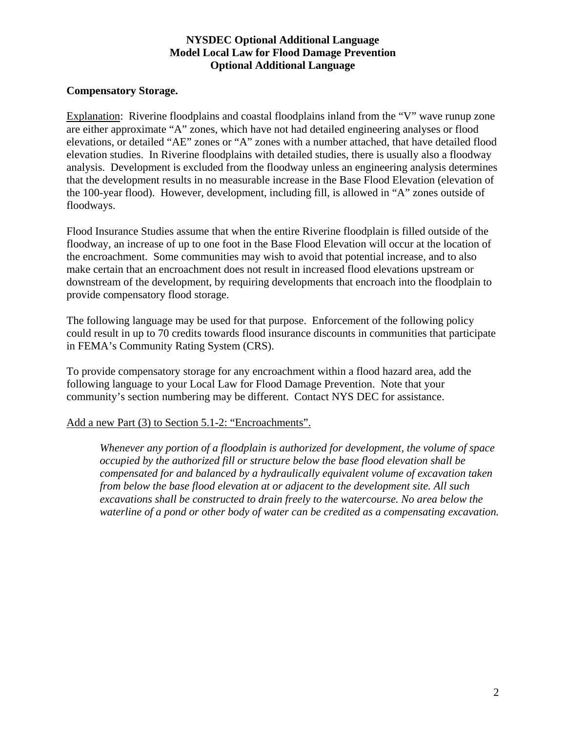**NYSDEC Optional Additional Language**
**Model Local Law for Flood Damage Prevention**
**Optional Additional Language**

## Compensatory Storage.

Explanation: Riverine floodplains and coastal floodplains inland from the "V" wave runup zone are either approximate "A" zones, which have not had detailed engineering analyses or flood elevations, or detailed "AE" zones or "A" zones with a number attached, that have detailed flood elevation studies. In Riverine floodplains with detailed studies, there is usually also a floodway analysis. Development is excluded from the floodway unless an engineering analysis determines that the development results in no measurable increase in the Base Flood Elevation (elevation of the 100-year flood). However, development, including fill, is allowed in "A" zones outside of floodways.

Flood Insurance Studies assume that when the entire Riverine floodplain is filled outside of the floodway, an increase of up to one foot in the Base Flood Elevation will occur at the location of the encroachment. Some communities may wish to avoid that potential increase, and to also make certain that an encroachment does not result in increased flood elevations upstream or downstream of the development, by requiring developments that encroach into the floodplain to provide compensatory flood storage.

The following language may be used for that purpose. Enforcement of the following policy could result in up to 70 credits towards flood insurance discounts in communities that participate in FEMA's Community Rating System (CRS).

To provide compensatory storage for any encroachment within a flood hazard area, add the following language to your Local Law for Flood Damage Prevention. Note that your community's section numbering may be different. Contact NYS DEC for assistance.

Add a new Part (3) to Section 5.1-2: "Encroachments".

> *Whenever any portion of a floodplain is authorized for development, the volume of space occupied by the authorized fill or structure below the base flood elevation shall be compensated for and balanced by a hydraulically equivalent volume of excavation taken from below the base flood elevation at or adjacent to the development site. All such excavations shall be constructed to drain freely to the watercourse. No area below the waterline of a pond or other body of water can be credited as a compensating excavation.*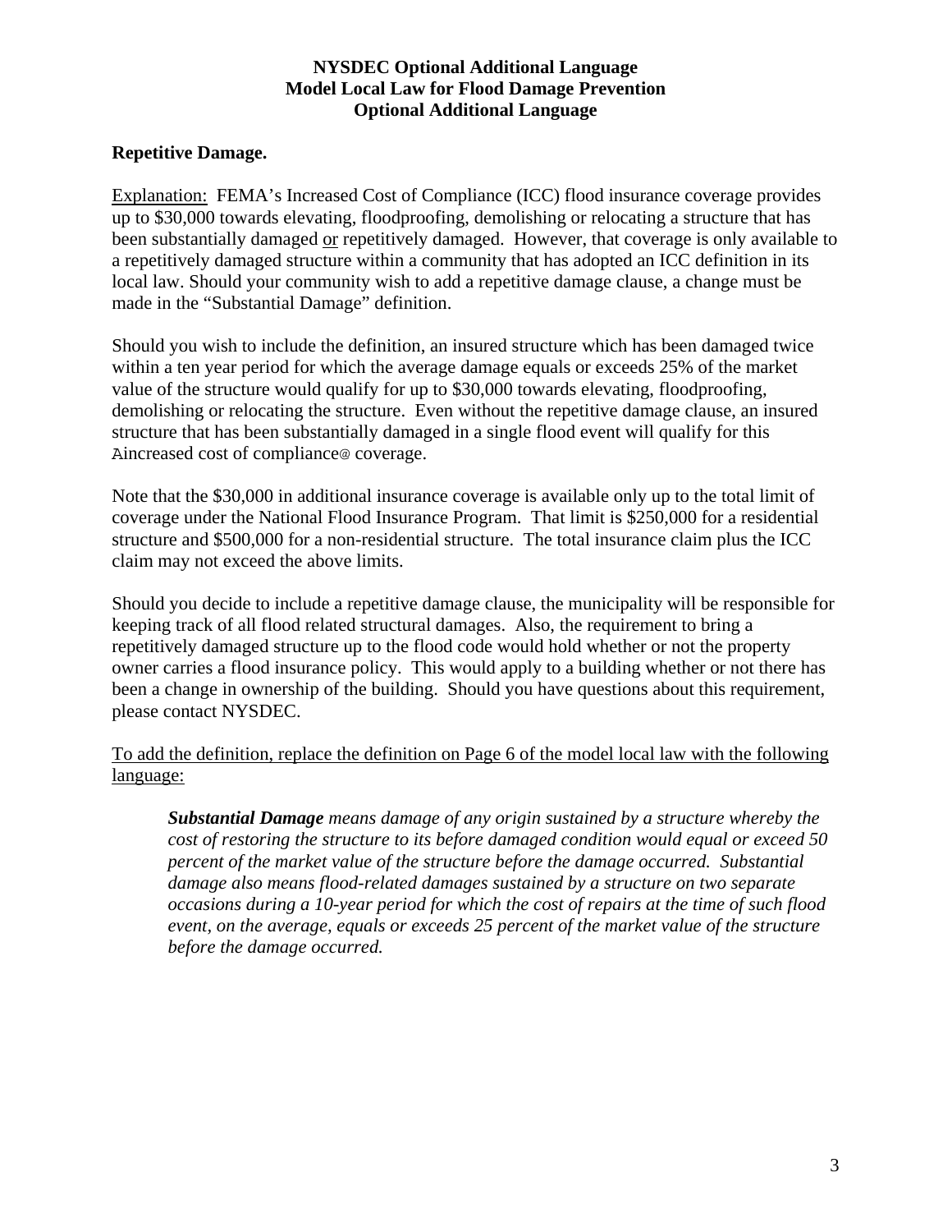**NYSDEC Optional Additional Language**
**Model Local Law for Flood Damage Prevention**
**Optional Additional Language**

**Repetitive Damage.**

Explanation: FEMA's Increased Cost of Compliance (ICC) flood insurance coverage provides up to $30,000 towards elevating, floodproofing, demolishing or relocating a structure that has been substantially damaged or repetitively damaged. However, that coverage is only available to a repetitively damaged structure within a community that has adopted an ICC definition in its local law. Should your community wish to add a repetitive damage clause, a change must be made in the "Substantial Damage" definition.

Should you wish to include the definition, an insured structure which has been damaged twice within a ten year period for which the average damage equals or exceeds 25% of the market value of the structure would qualify for up to $30,000 towards elevating, floodproofing, demolishing or relocating the structure. Even without the repetitive damage clause, an insured structure that has been substantially damaged in a single flood event will qualify for this Aincreased cost of compliance@ coverage.

Note that the $30,000 in additional insurance coverage is available only up to the total limit of coverage under the National Flood Insurance Program. That limit is $250,000 for a residential structure and $500,000 for a non-residential structure. The total insurance claim plus the ICC claim may not exceed the above limits.

Should you decide to include a repetitive damage clause, the municipality will be responsible for keeping track of all flood related structural damages. Also, the requirement to bring a repetitively damaged structure up to the flood code would hold whether or not the property owner carries a flood insurance policy. This would apply to a building whether or not there has been a change in ownership of the building. Should you have questions about this requirement, please contact NYSDEC.

To add the definition, replace the definition on Page 6 of the model local law with the following language:

> ***Substantial Damage*** *means damage of any origin sustained by a structure whereby the cost of restoring the structure to its before damaged condition would equal or exceed 50 percent of the market value of the structure before the damage occurred. Substantial damage also means flood-related damages sustained by a structure on two separate occasions during a 10-year period for which the cost of repairs at the time of such flood event, on the average, equals or exceeds 25 percent of the market value of the structure before the damage occurred.*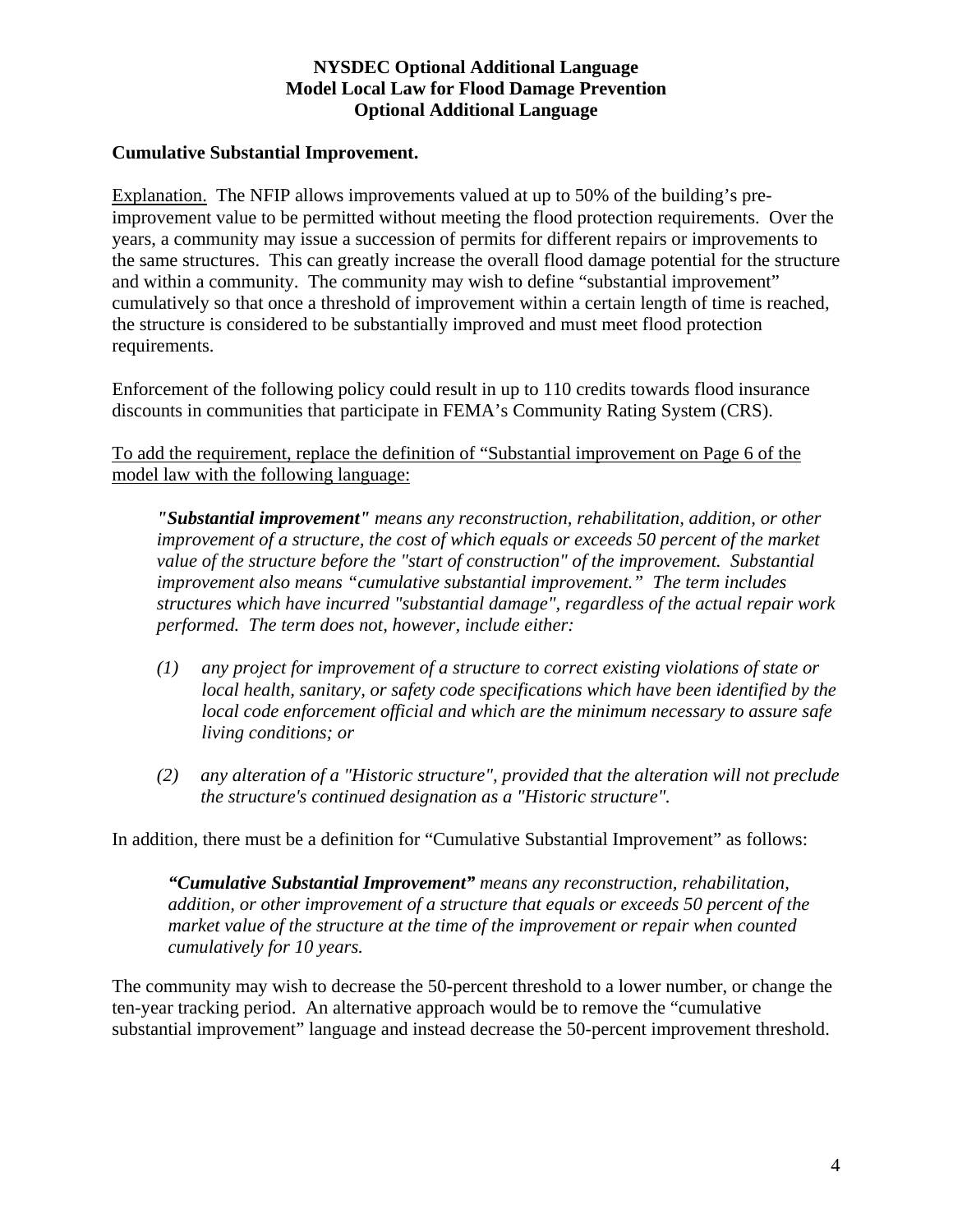**NYSDEC Optional Additional Language**
**Model Local Law for Flood Damage Prevention**
**Optional Additional Language**

**Cumulative Substantial Improvement.**

Explanation. The NFIP allows improvements valued at up to 50% of the building's pre-improvement value to be permitted without meeting the flood protection requirements. Over the years, a community may issue a succession of permits for different repairs or improvements to the same structures. This can greatly increase the overall flood damage potential for the structure and within a community. The community may wish to define "substantial improvement" cumulatively so that once a threshold of improvement within a certain length of time is reached, the structure is considered to be substantially improved and must meet flood protection requirements.

Enforcement of the following policy could result in up to 110 credits towards flood insurance discounts in communities that participate in FEMA's Community Rating System (CRS).

To add the requirement, replace the definition of "Substantial improvement on Page 6 of the model law with the following language:

> *"**Substantial improvement**" means any reconstruction, rehabilitation, addition, or other improvement of a structure, the cost of which equals or exceeds 50 percent of the market value of the structure before the "start of construction" of the improvement. Substantial improvement also means "cumulative substantial improvement." The term includes structures which have incurred "substantial damage", regardless of the actual repair work performed. The term does not, however, include either:*
>
> *(1) any project for improvement of a structure to correct existing violations of state or local health, sanitary, or safety code specifications which have been identified by the local code enforcement official and which are the minimum necessary to assure safe living conditions; or*
>
> *(2) any alteration of a "Historic structure", provided that the alteration will not preclude the structure's continued designation as a "Historic structure".*

In addition, there must be a definition for "Cumulative Substantial Improvement" as follows:

> ***"Cumulative Substantial Improvement"*** *means any reconstruction, rehabilitation, addition, or other improvement of a structure that equals or exceeds 50 percent of the market value of the structure at the time of the improvement or repair when counted cumulatively for 10 years.*

The community may wish to decrease the 50-percent threshold to a lower number, or change the ten-year tracking period. An alternative approach would be to remove the "cumulative substantial improvement" language and instead decrease the 50-percent improvement threshold.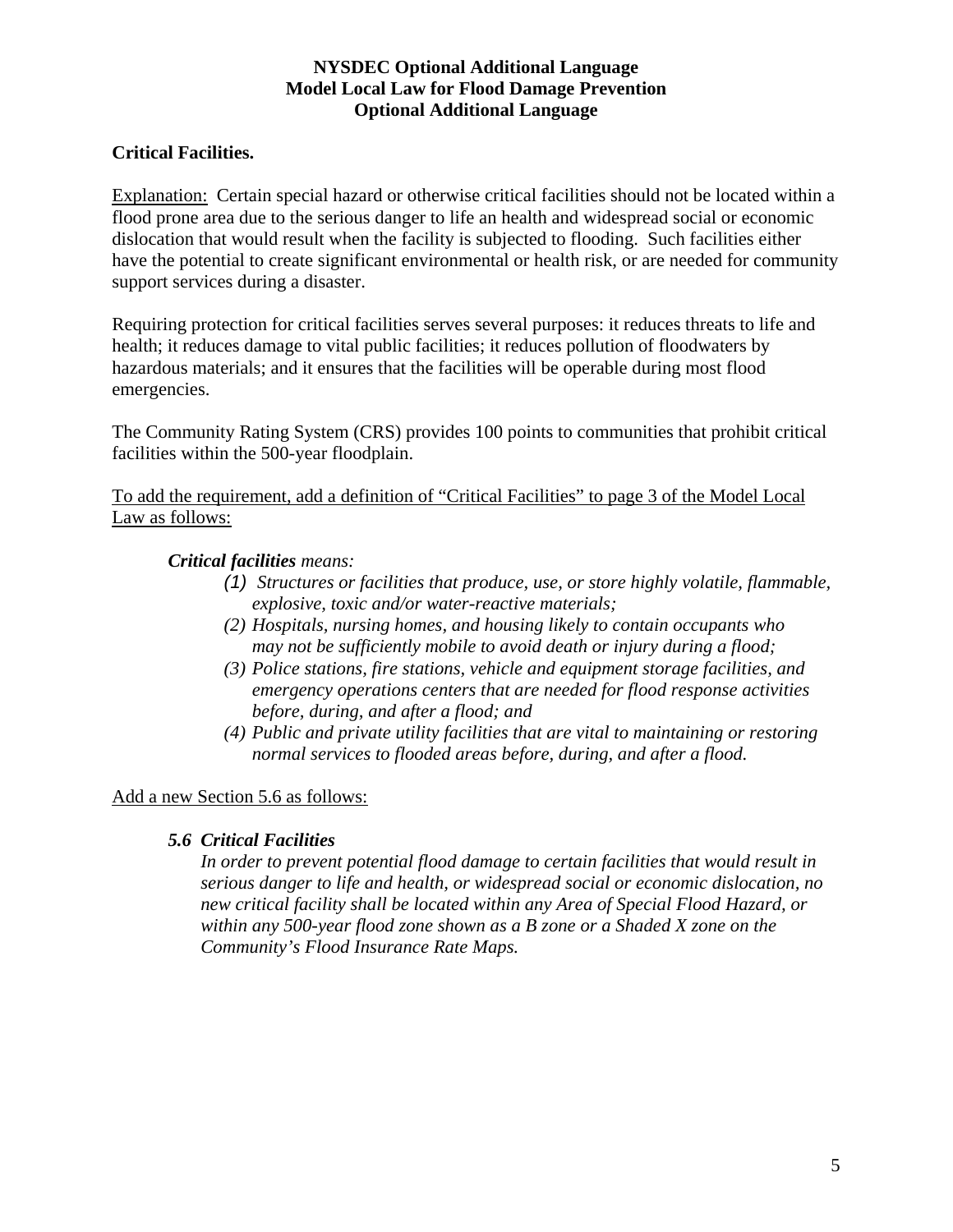**NYSDEC Optional Additional Language**
**Model Local Law for Flood Damage Prevention**
**Optional Additional Language**

**Critical Facilities.**

Explanation: Certain special hazard or otherwise critical facilities should not be located within a flood prone area due to the serious danger to life an health and widespread social or economic dislocation that would result when the facility is subjected to flooding. Such facilities either have the potential to create significant environmental or health risk, or are needed for community support services during a disaster.

Requiring protection for critical facilities serves several purposes: it reduces threats to life and health; it reduces damage to vital public facilities; it reduces pollution of floodwaters by hazardous materials; and it ensures that the facilities will be operable during most flood emergencies.

The Community Rating System (CRS) provides 100 points to communities that prohibit critical facilities within the 500-year floodplain.

To add the requirement, add a definition of "Critical Facilities" to page 3 of the Model Local Law as follows:

> ***Critical facilities*** *means:*
>
> *(1) Structures or facilities that produce, use, or store highly volatile, flammable, explosive, toxic and/or water-reactive materials;*
> *(2) Hospitals, nursing homes, and housing likely to contain occupants who may not be sufficiently mobile to avoid death or injury during a flood;*
> *(3) Police stations, fire stations, vehicle and equipment storage facilities, and emergency operations centers that are needed for flood response activities before, during, and after a flood; and*
> *(4) Public and private utility facilities that are vital to maintaining or restoring normal services to flooded areas before, during, and after a flood.*

Add a new Section 5.6 as follows:

> ***5.6 Critical Facilities***
>
> *In order to prevent potential flood damage to certain facilities that would result in serious danger to life and health, or widespread social or economic dislocation, no new critical facility shall be located within any Area of Special Flood Hazard, or within any 500-year flood zone shown as a B zone or a Shaded X zone on the Community's Flood Insurance Rate Maps.*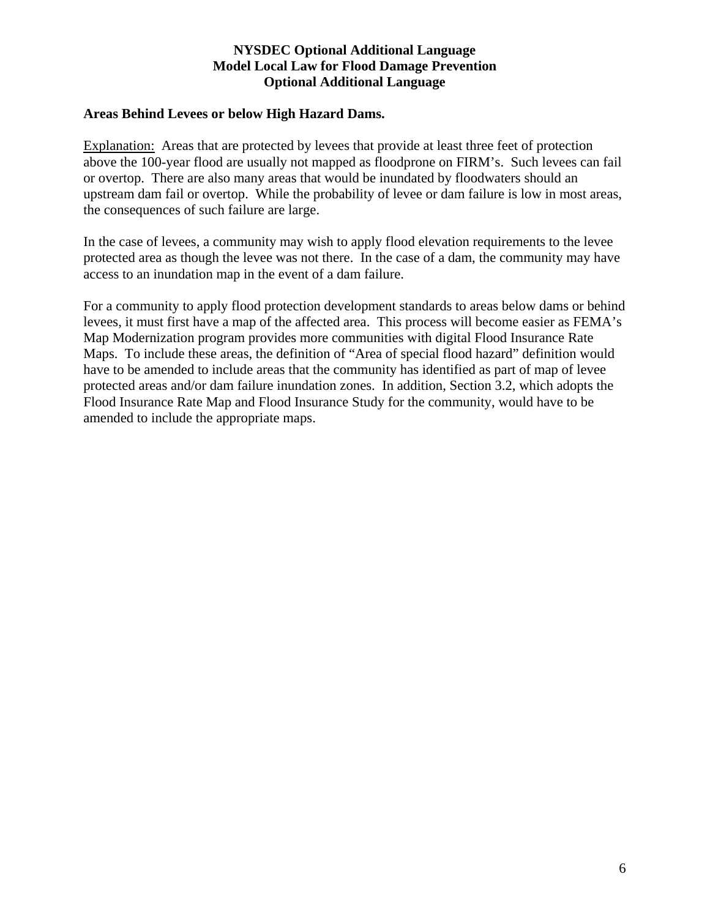**NYSDEC Optional Additional Language**
**Model Local Law for Flood Damage Prevention**
**Optional Additional Language**

**Areas Behind Levees or below High Hazard Dams.**

Explanation: Areas that are protected by levees that provide at least three feet of protection above the 100-year flood are usually not mapped as floodprone on FIRM's. Such levees can fail or overtop. There are also many areas that would be inundated by floodwaters should an upstream dam fail or overtop. While the probability of levee or dam failure is low in most areas, the consequences of such failure are large.

In the case of levees, a community may wish to apply flood elevation requirements to the levee protected area as though the levee was not there. In the case of a dam, the community may have access to an inundation map in the event of a dam failure.

For a community to apply flood protection development standards to areas below dams or behind levees, it must first have a map of the affected area. This process will become easier as FEMA's Map Modernization program provides more communities with digital Flood Insurance Rate Maps. To include these areas, the definition of "Area of special flood hazard" definition would have to be amended to include areas that the community has identified as part of map of levee protected areas and/or dam failure inundation zones. In addition, Section 3.2, which adopts the Flood Insurance Rate Map and Flood Insurance Study for the community, would have to be amended to include the appropriate maps.